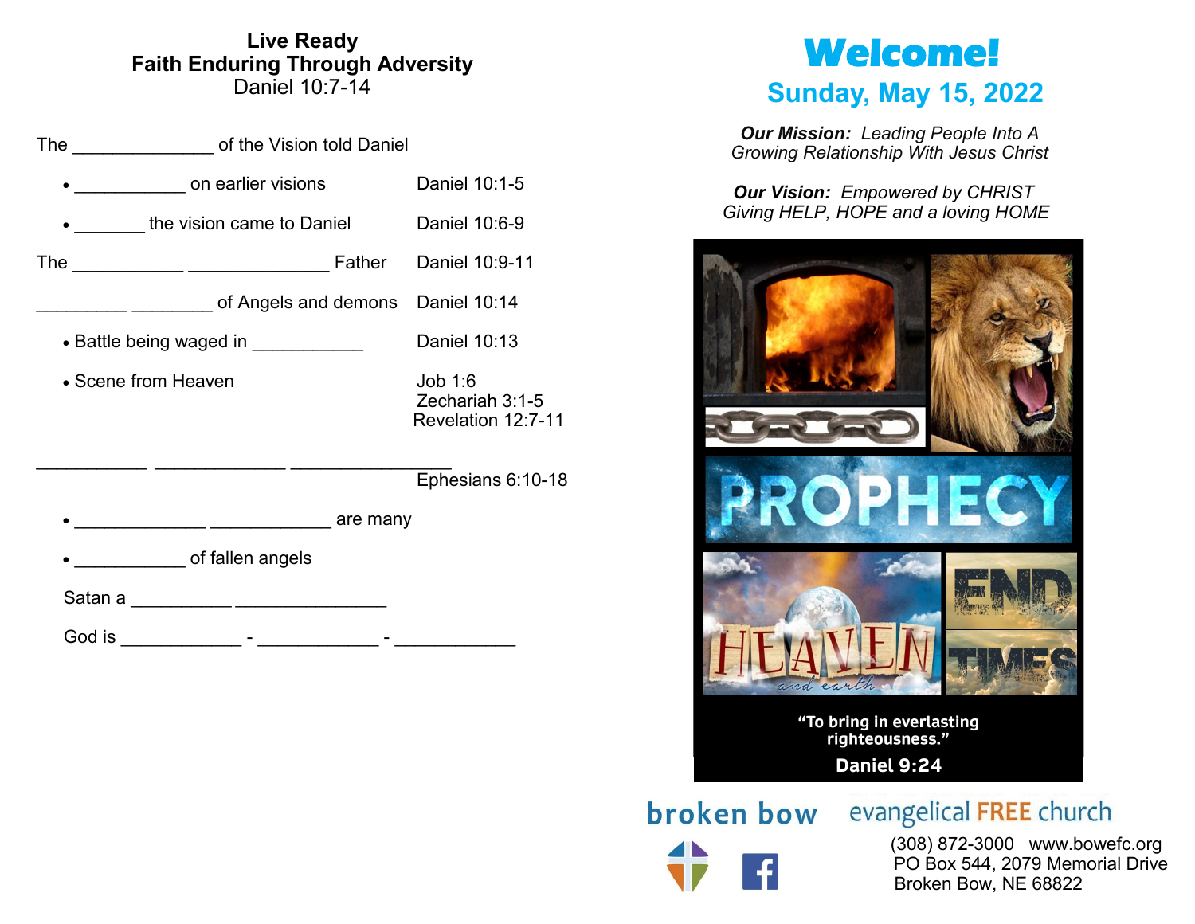# Live Ready
## Faith Enduring Through Adversity
Daniel 10:7-14

The ______________ of the Vision told Daniel

- ___________ on earlier visions — Daniel 10:1-5
- _______ the vision came to Daniel — Daniel 10:6-9

The ___________ ______________ Father — Daniel 10:9-11

_________ ________ of Angels and demons — Daniel 10:14

- Battle being waged in ___________ — Daniel 10:13
- Scene from Heaven — Job 1:6, Zechariah 3:1-5, Revelation 12:7-11

___________ _____________ ________________ — Ephesians 6:10-18

- _____________ ____________ are many
- ___________ of fallen angels

Satan a _________ _______________

God is ____________ - ____________ - ____________

# Welcome!
## Sunday, May 15, 2022

***Our Mission:*** *Leading People Into A Growing Relationship With Jesus Christ*

***Our Vision:*** *Empowered by CHRIST Giving HELP, HOPE and a loving HOME*

PROPHECY

HEAVEN and earth

END TIMES

"To bring in everlasting righteousness."

Daniel 9:24

broken bow evangelical FREE church

(308) 872-3000 www.bowefc.org
PO Box 544, 2079 Memorial Drive
Broken Bow, NE 68822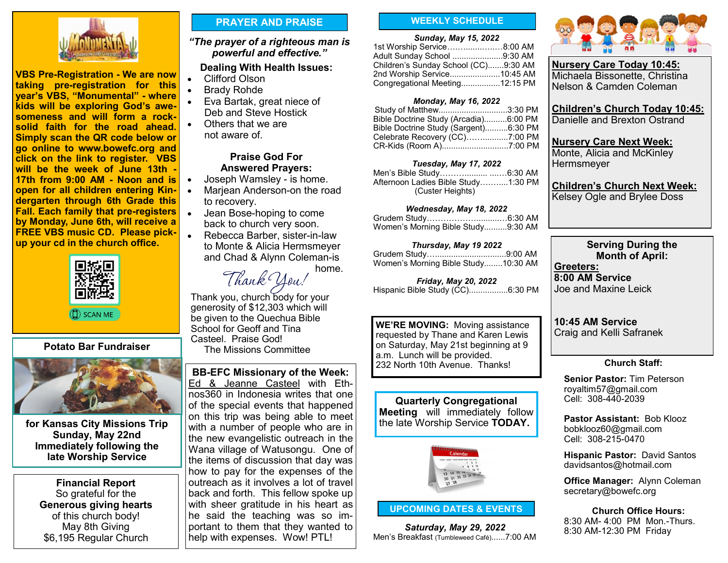VBS Pre-Registration - We are now taking pre-registration for this year's VBS, "Monumental" - where kids will be exploring God's awesomeness and will form a rock-solid faith for the road ahead. Simply scan the QR code below or go online to www.bowefc.org and click on the link to register. VBS will be the week of June 13th - 17th from 9:00 AM - Noon and is open for all children entering Kindergarten through 6th Grade this Fall. Each family that pre-registers by Monday, June 6th, will receive a FREE VBS music CD. Please pick-up your cd in the church office.

SCAN ME

**Potato Bar Fundraiser**

**for Kansas City Missions Trip**
**Sunday, May 22nd**
**Immediately following the late Worship Service**

**Financial Report**
So grateful for the
**Generous giving hearts**
of this church body!
May 8th Giving
$6,195 Regular Church

## PRAYER AND PRAISE

*"The prayer of a righteous man is powerful and effective."*

**Dealing With Health Issues:**

- Clifford Olson
- Brady Rohde
- Eva Bartak, great niece of Deb and Steve Hostick
- Others that we are not aware of.

**Praise God For Answered Prayers:**

- Joseph Wamsley - is home.
- Marjean Anderson-on the road to recovery.
- Jean Bose-hoping to come back to church very soon.
- Rebecca Barber, sister-in-law to Monte & Alicia Hermsmeyer and Chad & Alynn Coleman-is home.

*Thank You!*

Thank you, church body for your generosity of $12,303 which will be given to the Quechua Bible School for Geoff and Tina Casteel. Praise God!
The Missions Committee

**BB-EFC Missionary of the Week:**
Ed & Jeanne Casteel with Ethnos360 in Indonesia writes that one of the special events that happened on this trip was being able to meet with a number of people who are in the new evangelistic outreach in the Wana village of Watusongu. One of the items of discussion that day was how to pay for the expenses of the outreach as it involves a lot of travel back and forth. This fellow spoke up with sheer gratitude in his heart as he said the teaching was so important to them that they wanted to help with expenses. Wow! PTL!

## WEEKLY SCHEDULE

***Sunday, May 15, 2022***
1st Worship Service……........……8:00 AM
Adult Sunday School ......................9:30 AM
Children's Sunday School (CC).......9:30 AM
2nd Worship Service......................10:45 AM
Congregational Meeting.................12:15 PM

***Monday, May 16, 2022***
Study of Matthew..............................3:30 PM
Bible Doctrine Study (Arcadia)..........6:00 PM
Bible Doctrine Study (Sargent)..........6:30 PM
Celebrate Recovery (CC)……...........7:00 PM
CR-Kids (Room A).............................7:00 PM

***Tuesday, May 17, 2022***
Men's Bible Study……….......... .......6:30 AM
Afternoon Ladies Bible Study………..1:30 PM
(Custer Heights)

***Wednesday, May 18, 2022***
Grudem Study……………….............6:30 AM
Women's Morning Bible Study..........9:30 AM

***Thursday, May 19 2022***
Grudem Study…...............................9:00 AM
Women's Morning Bible Study........10:30 AM

***Friday, May 20, 2022***
Hispanic Bible Study (CC).................6:30 PM

**WE'RE MOVING:** Moving assistance requested by Thane and Karen Lewis on Saturday, May 21st beginning at 9 a.m. Lunch will be provided. 232 North 10th Avenue. Thanks!

**Quarterly Congregational Meeting** will immediately follow the late Worship Service **TODAY.**

## UPCOMING DATES & EVENTS

***Saturday, May 29, 2022***
Men's Breakfast (Tumbleweed Café)......7:00 AM

**Nursery Care Today 10:45:**
Michaela Bissonette, Christina Nelson & Camden Coleman

**Children's Church Today 10:45:**
Danielle and Brexton Ostrand

**Nursery Care Next Week:**
Monte, Alicia and McKinley Hermsmeyer

**Children's Church Next Week:**
Kelsey Ogle and Brylee Doss

**Serving During the Month of April:**
**Greeters:**
**8:00 AM Service**
Joe and Maxine Leick

**10:45 AM Service**
Craig and Kelli Safranek

**Church Staff:**

**Senior Pastor:** Tim Peterson
royaltim57@gmail.com
Cell: 308-440-2039

**Pastor Assistant:** Bob Klooz
bobklooz60@gmail.com
Cell: 308-215-0470

**Hispanic Pastor:** David Santos
davidsantos@hotmail.com

**Office Manager:** Alynn Coleman
secretary@bowefc.org

**Church Office Hours:**
8:30 AM- 4:00 PM Mon.-Thurs.
8:30 AM-12:30 PM Friday